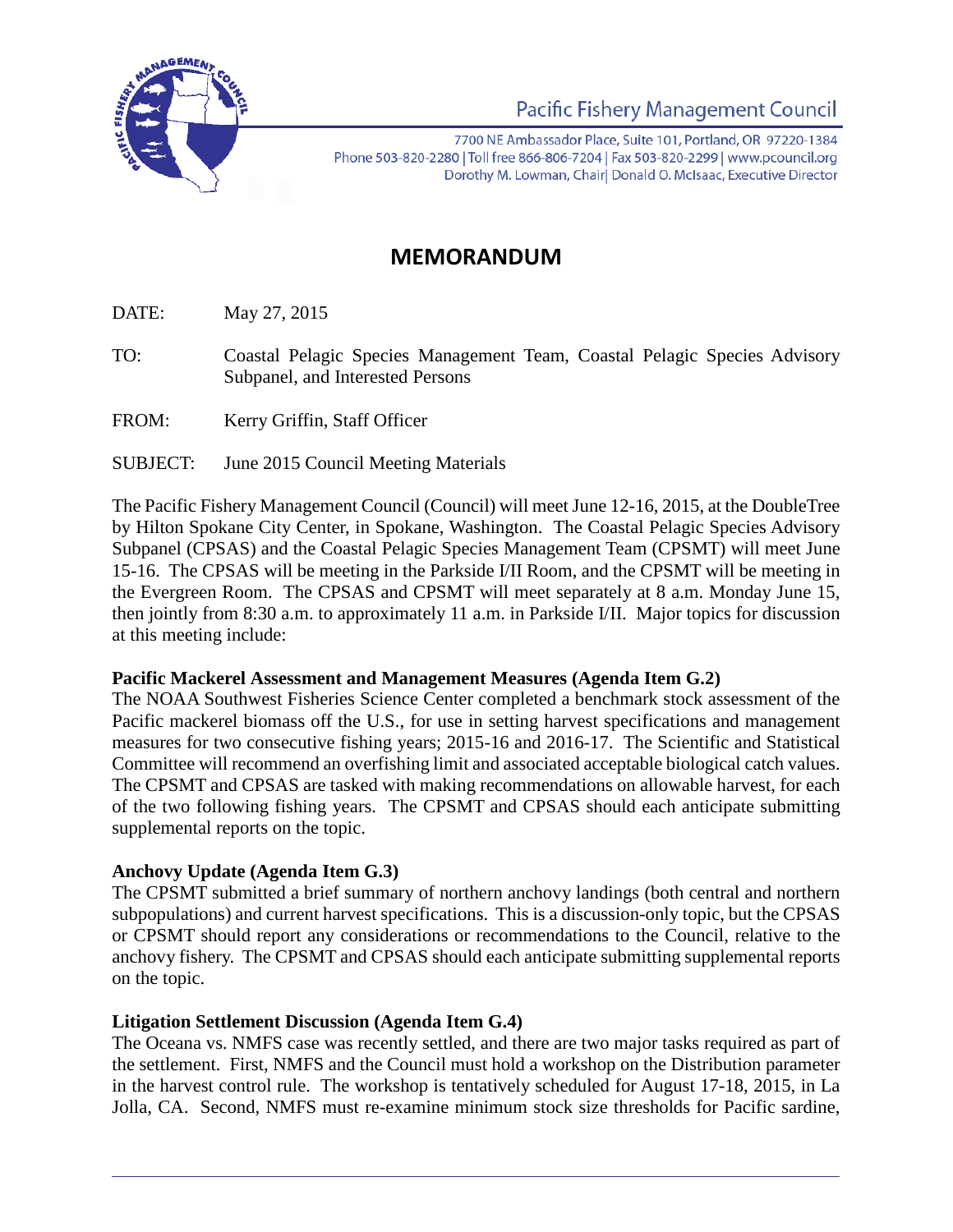Pacific Fishery Management Council

7700 NE Ambassador Place, Suite 101, Portland, OR 97220-1384
Phone 503-820-2280 | Toll free 866-806-7204 | Fax 503-820-2299 | www.pcouncil.org
Dorothy M. Lowman, Chair| Donald O. McIsaac, Executive Director

# MEMORANDUM

DATE: May 27, 2015

TO: Coastal Pelagic Species Management Team, Coastal Pelagic Species Advisory Subpanel, and Interested Persons

FROM: Kerry Griffin, Staff Officer

SUBJECT: June 2015 Council Meeting Materials

The Pacific Fishery Management Council (Council) will meet June 12-16, 2015, at the DoubleTree by Hilton Spokane City Center, in Spokane, Washington. The Coastal Pelagic Species Advisory Subpanel (CPSAS) and the Coastal Pelagic Species Management Team (CPSMT) will meet June 15-16. The CPSAS will be meeting in the Parkside I/II Room, and the CPSMT will be meeting in the Evergreen Room. The CPSAS and CPSMT will meet separately at 8 a.m. Monday June 15, then jointly from 8:30 a.m. to approximately 11 a.m. in Parkside I/II. Major topics for discussion at this meeting include:

**Pacific Mackerel Assessment and Management Measures (Agenda Item G.2)**
The NOAA Southwest Fisheries Science Center completed a benchmark stock assessment of the Pacific mackerel biomass off the U.S., for use in setting harvest specifications and management measures for two consecutive fishing years; 2015-16 and 2016-17. The Scientific and Statistical Committee will recommend an overfishing limit and associated acceptable biological catch values. The CPSMT and CPSAS are tasked with making recommendations on allowable harvest, for each of the two following fishing years. The CPSMT and CPSAS should each anticipate submitting supplemental reports on the topic.

**Anchovy Update (Agenda Item G.3)**
The CPSMT submitted a brief summary of northern anchovy landings (both central and northern subpopulations) and current harvest specifications. This is a discussion-only topic, but the CPSAS or CPSMT should report any considerations or recommendations to the Council, relative to the anchovy fishery. The CPSMT and CPSAS should each anticipate submitting supplemental reports on the topic.

**Litigation Settlement Discussion (Agenda Item G.4)**
The Oceana vs. NMFS case was recently settled, and there are two major tasks required as part of the settlement. First, NMFS and the Council must hold a workshop on the Distribution parameter in the harvest control rule. The workshop is tentatively scheduled for August 17-18, 2015, in La Jolla, CA. Second, NMFS must re-examine minimum stock size thresholds for Pacific sardine,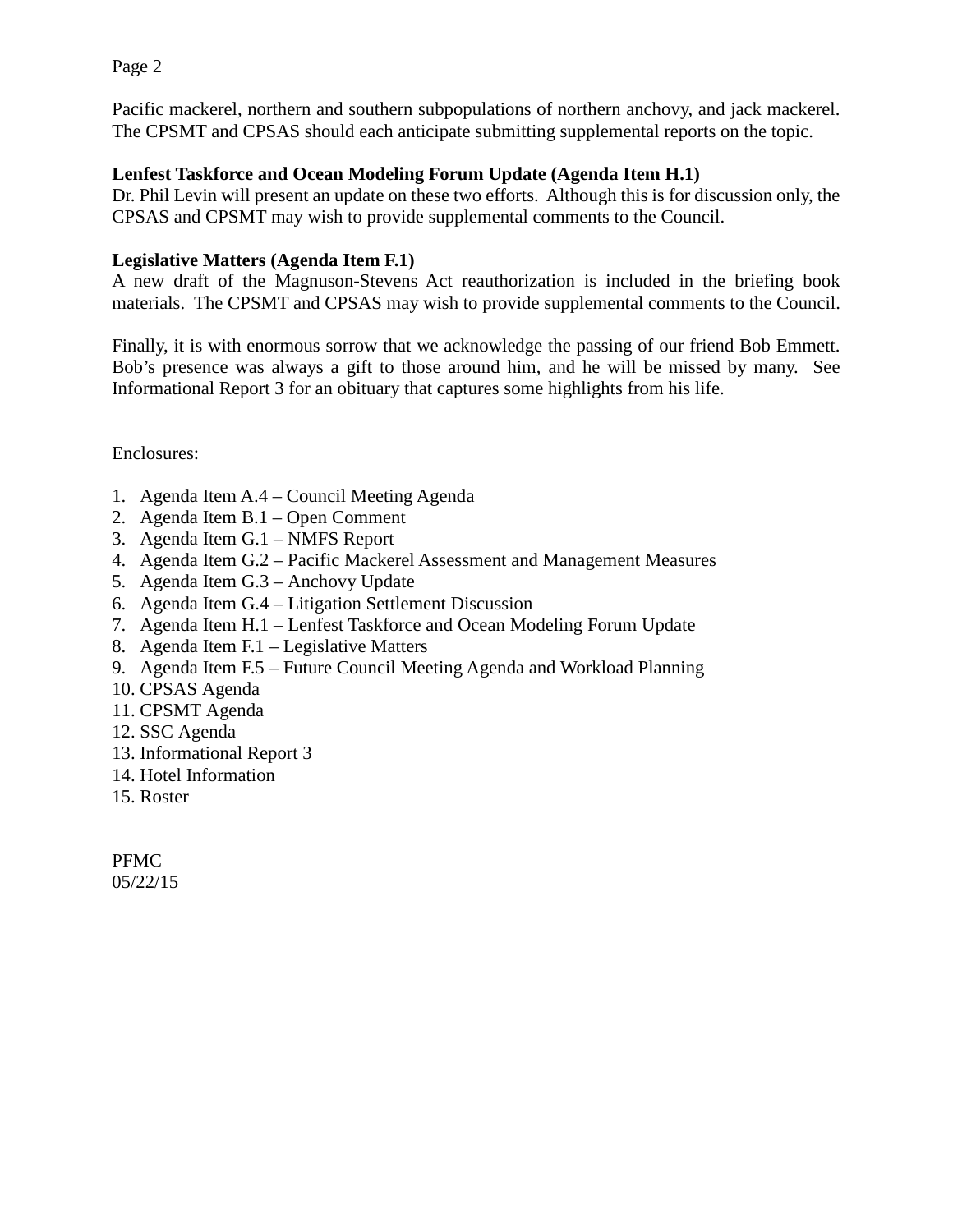Pacific mackerel, northern and southern subpopulations of northern anchovy, and jack mackerel. The CPSMT and CPSAS should each anticipate submitting supplemental reports on the topic.

**Lenfest Taskforce and Ocean Modeling Forum Update (Agenda Item H.1)**
Dr. Phil Levin will present an update on these two efforts. Although this is for discussion only, the CPSAS and CPSMT may wish to provide supplemental comments to the Council.

**Legislative Matters (Agenda Item F.1)**
A new draft of the Magnuson-Stevens Act reauthorization is included in the briefing book materials. The CPSMT and CPSAS may wish to provide supplemental comments to the Council.

Finally, it is with enormous sorrow that we acknowledge the passing of our friend Bob Emmett. Bob's presence was always a gift to those around him, and he will be missed by many. See Informational Report 3 for an obituary that captures some highlights from his life.

Enclosures:

1. Agenda Item A.4 – Council Meeting Agenda
2. Agenda Item B.1 – Open Comment
3. Agenda Item G.1 – NMFS Report
4. Agenda Item G.2 – Pacific Mackerel Assessment and Management Measures
5. Agenda Item G.3 – Anchovy Update
6. Agenda Item G.4 – Litigation Settlement Discussion
7. Agenda Item H.1 – Lenfest Taskforce and Ocean Modeling Forum Update
8. Agenda Item F.1 – Legislative Matters
9. Agenda Item F.5 – Future Council Meeting Agenda and Workload Planning
10. CPSAS Agenda
11. CPSMT Agenda
12. SSC Agenda
13. Informational Report 3
14. Hotel Information
15. Roster

PFMC
05/22/15